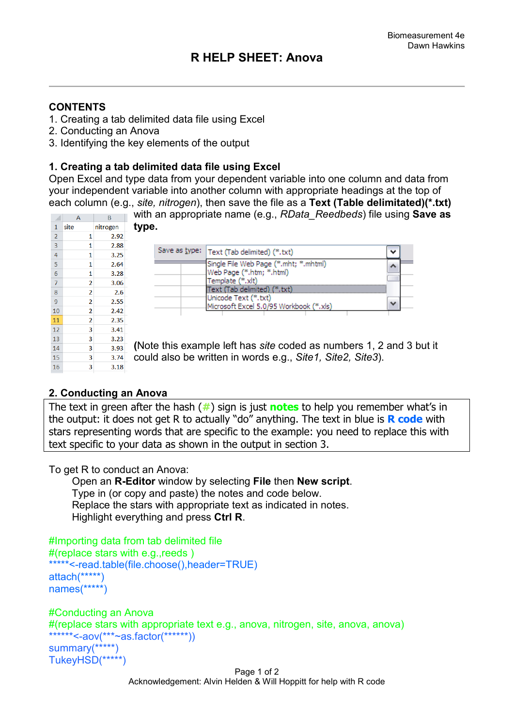# R HELP SHEET: Anova

**CONTENTS**

1. Creating a tab delimited data file using Excel
2. Conducting an Anova
3. Identifying the key elements of the output

### 1. Creating a tab delimited data file using Excel

Open Excel and type data from your dependent variable into one column and data from your independent variable into another column with appropriate headings at the top of each column (e.g., *site, nitrogen*), then save the file as a **Text (Table delimitated)(\*.txt)** with an appropriate name (e.g., *RData_Reedbeds*) file using **Save as type.**

| | A | B |
|---|---|---|
| 1 | site | nitrogen |
| 2 | 1 | 2.92 |
| 3 | 1 | 2.88 |
| 4 | 1 | 3.25 |
| 5 | 1 | 2.64 |
| 6 | 1 | 3.28 |
| 7 | 2 | 3.06 |
| 8 | 2 | 2.6 |
| 9 | 2 | 2.55 |
| 10 | 2 | 2.42 |
| 11 | 2 | 2.35 |
| 12 | 3 | 3.41 |
| 13 | 3 | 3.23 |
| 14 | 3 | 3.93 |
| 15 | 3 | 3.74 |
| 16 | 3 | 3.18 |

Save as type: Text (Tab delimited) (\*.txt)
- Single File Web Page (\*.mht; \*.mhtml)
- Web Page (\*.htm; \*.html)
- Template (\*.xlt)
- Text (Tab delimited) (\*.txt)
- Unicode Text (\*.txt)
- Microsoft Excel 5.0/95 Workbook (\*.xls)

(Note this example left has *site* coded as numbers 1, 2 and 3 but it could also be written in words e.g., *Site1, Site2, Site3*).

### 2. Conducting an Anova

The text in green after the hash (#) sign is just **notes** to help you remember what's in the output: it does not get R to actually "do" anything. The text in blue is **R code** with stars representing words that are specific to the example: you need to replace this with text specific to your data as shown in the output in section 3.

To get R to conduct an Anova:

Open an **R-Editor** window by selecting **File** then **New script**.
Type in (or copy and paste) the notes and code below.
Replace the stars with appropriate text as indicated in notes.
Highlight everything and press **Ctrl R**.

```
#Importing data from tab delimited file
#(replace stars with e.g.,reeds )
*****<-read.table(file.choose(),header=TRUE)
attach(*****)
names(*****)

#Conducting an Anova
#(replace stars with appropriate text e.g., anova, nitrogen, site, anova, anova)
******<-aov(***~as.factor(******))
summary(*****)
TukeyHSD(*****)
```

Acknowledgement: Alvin Helden & Will Hoppitt for help with R code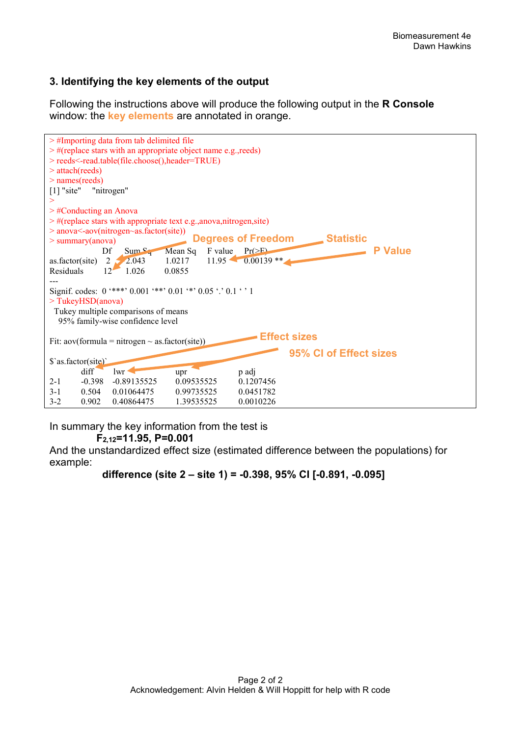### 3. Identifying the key elements of the output

Following the instructions above will produce the following output in the **R Console** window: the **key elements** are annotated in orange.

```
> #Importing data from tab delimited file
> #(replace stars with an appropriate object name e.g.,reeds)
> reeds<-read.table(file.choose(),header=TRUE)
> attach(reeds)
> names(reeds)
[1] "site"     "nitrogen"
>
> #Conducting an Anova
> #(replace stars with appropriate text e.g.,anova,nitrogen,site)
> anova<-aov(nitrogen~as.factor(site))
> summary(anova)
               Df  Sum Sq   Mean Sq   F value   Pr(>F)
as.factor(site)  2   2.043    1.0217    11.95    0.00139 **
Residuals       12   1.026    0.0855
---
Signif. codes:  0 '***' 0.001 '**' 0.01 '*' 0.05 '.' 0.1 ' ' 1
> TukeyHSD(anova)
  Tukey multiple comparisons of means
    95% family-wise confidence level

Fit: aov(formula = nitrogen ~ as.factor(site))

$`as.factor(site)`
      diff     lwr          upr          p adj
2-1   -0.398   -0.89135525  0.09535525   0.1207456
3-1    0.504    0.01064475  0.99735525   0.0451782
3-2    0.902    0.40864475  1.39535525   0.0010226
```

Annotations: Degrees of Freedom; Statistic; P Value; Effect sizes; 95% CI of Effect sizes

In summary the key information from the test is

$$F_{2,12}=11.95, P=0.001$$

And the unstandardized effect size (estimated difference between the populations) for example:

**difference (site 2 – site 1) = -0.398, 95% CI [-0.891, -0.095]**

Acknowledgement: Alvin Helden & Will Hoppitt for help with R code